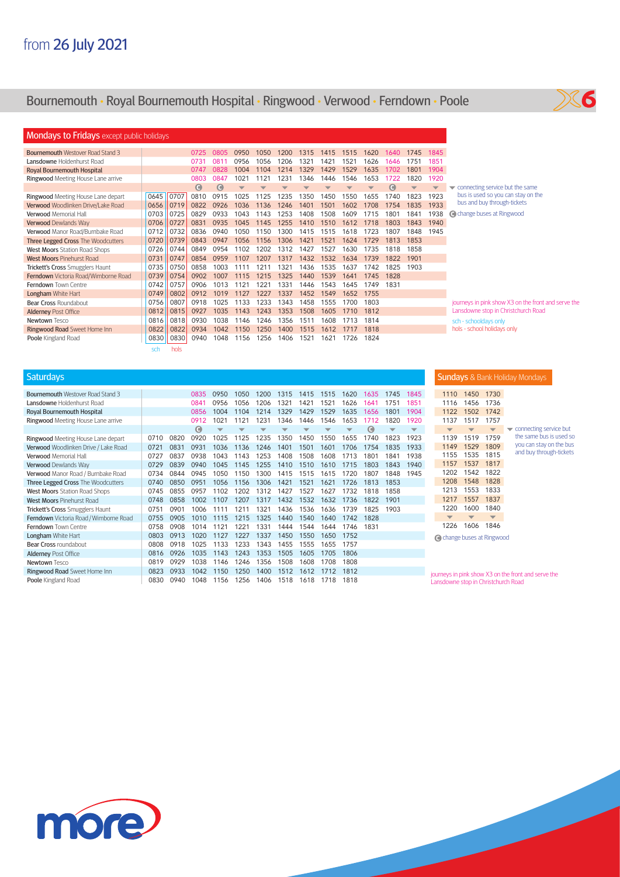# from 26 July 2021

## Bournemouth · Royal Bournemouth Hospital · Ringwood · Verwood · Ferndown · Poole

X6

### Mondays to Fridays except public holidays

| | sch | hols | | | | | | | | | | | | |
|---|---|---|---|---|---|---|---|---|---|---|---|---|---|---|
| **Bournemouth** Westover Road Stand 3 | | | 0725 | 0805 | 0950 | 1050 | 1200 | 1315 | 1415 | 1515 | 1620 | 1640 | 1745 | 1845 |
| **Lansdowne** Holdenhurst Road | | | 0731 | 0811 | 0956 | 1056 | 1206 | 1321 | 1421 | 1521 | 1626 | 1646 | 1751 | 1851 |
| **Royal Bournemouth Hospital** | | | 0747 | 0828 | 1004 | 1104 | 1214 | 1329 | 1429 | 1529 | 1635 | 1702 | 1801 | 1904 |
| **Ringwood** Meeting House Lane arrive | | | 0803 | 0847 | 1021 | 1121 | 1231 | 1346 | 1446 | 1546 | 1653 | 1722 | 1820 | 1920 |
| | | | C | C | ▼ | ▼ | ▼ | ▼ | ▼ | ▼ | ▼ | C | ▼ | ▼ |
| **Ringwood** Meeting House Lane depart | 0645 | 0707 | 0810 | 0915 | 1025 | 1125 | 1235 | 1350 | 1450 | 1550 | 1655 | 1740 | 1823 | 1923 |
| **Verwood** Woodlinken Drive/Lake Road | 0656 | 0719 | 0822 | 0926 | 1036 | 1136 | 1246 | 1401 | 1501 | 1602 | 1708 | 1754 | 1835 | 1933 |
| **Verwood** Memorial Hall | 0703 | 0725 | 0829 | 0933 | 1043 | 1143 | 1253 | 1408 | 1508 | 1609 | 1715 | 1801 | 1841 | 1938 |
| **Verwood** Dewlands Way | 0706 | 0727 | 0831 | 0935 | 1045 | 1145 | 1255 | 1410 | 1510 | 1612 | 1718 | 1803 | 1843 | 1940 |
| **Verwood** Manor Road/Burnbake Road | 0712 | 0732 | 0836 | 0940 | 1050 | 1150 | 1300 | 1415 | 1515 | 1618 | 1723 | 1807 | 1848 | 1945 |
| **Three Legged Cross** The Woodcutters | 0720 | 0739 | 0843 | 0947 | 1056 | 1156 | 1306 | 1421 | 1521 | 1624 | 1729 | 1813 | 1853 | |
| **West Moors** Station Road Shops | 0726 | 0744 | 0849 | 0954 | 1102 | 1202 | 1312 | 1427 | 1527 | 1630 | 1735 | 1818 | 1858 | |
| **West Moors** Pinehurst Road | 0731 | 0747 | 0854 | 0959 | 1107 | 1207 | 1317 | 1432 | 1532 | 1634 | 1739 | 1822 | 1901 | |
| **Trickett's Cross** Smugglers Haunt | 0735 | 0750 | 0858 | 1003 | 1111 | 1211 | 1321 | 1436 | 1535 | 1637 | 1742 | 1825 | 1903 | |
| **Ferndown** Victoria Road/Wimborne Road | 0739 | 0754 | 0902 | 1007 | 1115 | 1215 | 1325 | 1440 | 1539 | 1641 | 1745 | 1828 | | |
| **Ferndown** Town Centre | 0742 | 0757 | 0906 | 1013 | 1121 | 1221 | 1331 | 1446 | 1543 | 1645 | 1749 | 1831 | | |
| **Longham** White Hart | 0749 | 0802 | 0912 | 1019 | 1127 | 1227 | 1337 | 1452 | 1549 | 1652 | 1755 | | | |
| **Bear Cross** Roundabout | 0756 | 0807 | 0918 | 1025 | 1133 | 1233 | 1343 | 1458 | 1555 | 1700 | 1803 | | | |
| **Alderney** Post Office | 0812 | 0815 | 0927 | 1035 | 1143 | 1243 | 1353 | 1508 | 1605 | 1710 | 1812 | | | |
| **Newtown** Tesco | 0816 | 0818 | 0930 | 1038 | 1146 | 1246 | 1356 | 1511 | 1608 | 1713 | 1814 | | | |
| **Ringwood Road** Sweet Home Inn | 0822 | 0822 | 0934 | 1042 | 1150 | 1250 | 1400 | 1515 | 1612 | 1717 | 1818 | | | |
| **Poole** Kingland Road | 0830 | 0830 | 0940 | 1048 | 1156 | 1256 | 1406 | 1521 | 1621 | 1726 | 1824 | | | |

▼ connecting service but the same bus is used so you can stay on the bus and buy through-tickets

C change buses at Ringwood

journeys in pink show X3 on the front and serve the Lansdowne stop in Christchurch Road

sch - schooldays only

hols - school holidays only

### Saturdays

| | | | | | | | | | | | | | | |
|---|---|---|---|---|---|---|---|---|---|---|---|---|---|---|
| **Bournemouth** Westover Road Stand 3 | | | 0835 | 0950 | 1050 | 1200 | 1315 | 1415 | 1515 | 1620 | 1635 | 1745 | 1845 |
| **Lansdowne** Holdenhurst Road | | | 0841 | 0956 | 1056 | 1206 | 1321 | 1421 | 1521 | 1626 | 1641 | 1751 | 1851 |
| **Royal Bournemouth Hospital** | | | 0856 | 1004 | 1104 | 1214 | 1329 | 1429 | 1529 | 1635 | 1656 | 1801 | 1904 |
| **Ringwood** Meeting House Lane arrive | | | 0912 | 1021 | 1121 | 1231 | 1346 | 1446 | 1546 | 1653 | 1712 | 1820 | 1920 |
| | | | C | ▼ | ▼ | ▼ | ▼ | ▼ | ▼ | ▼ | C | ▼ | ▼ |
| **Ringwood** Meeting House Lane depart | 0710 | 0820 | 0920 | 1025 | 1125 | 1235 | 1350 | 1450 | 1550 | 1655 | 1740 | 1823 | 1923 |
| **Verwood** Woodlinken Drive / Lake Road | 0721 | 0831 | 0931 | 1036 | 1136 | 1246 | 1401 | 1501 | 1601 | 1706 | 1754 | 1835 | 1933 |
| **Verwood** Memorial Hall | 0727 | 0837 | 0938 | 1043 | 1143 | 1253 | 1408 | 1508 | 1608 | 1713 | 1801 | 1841 | 1938 |
| **Verwood** Dewlands Way | 0729 | 0839 | 0940 | 1045 | 1145 | 1255 | 1410 | 1510 | 1610 | 1715 | 1803 | 1843 | 1940 |
| **Verwood** Manor Road / Burnbake Road | 0734 | 0844 | 0945 | 1050 | 1150 | 1300 | 1415 | 1515 | 1615 | 1720 | 1807 | 1848 | 1945 |
| **Three Legged Cross** The Woodcutters | 0740 | 0850 | 0951 | 1056 | 1156 | 1306 | 1421 | 1521 | 1621 | 1726 | 1813 | 1853 | |
| **West Moors** Station Road Shops | 0745 | 0855 | 0957 | 1102 | 1202 | 1312 | 1427 | 1527 | 1627 | 1732 | 1818 | 1858 | |
| **West Moors** Pinehurst Road | 0748 | 0858 | 1002 | 1107 | 1207 | 1317 | 1432 | 1532 | 1632 | 1736 | 1822 | 1901 | |
| **Trickett's Cross** Smugglers Haunt | 0751 | 0901 | 1006 | 1111 | 1211 | 1321 | 1436 | 1536 | 1636 | 1739 | 1825 | 1903 | |
| **Ferndown** Victoria Road / Wimborne Road | 0755 | 0905 | 1010 | 1115 | 1215 | 1325 | 1440 | 1540 | 1640 | 1742 | 1828 | | |
| **Ferndown** Town Centre | 0758 | 0908 | 1014 | 1121 | 1221 | 1331 | 1444 | 1544 | 1644 | 1746 | 1831 | | |
| **Longham** White Hart | 0803 | 0913 | 1020 | 1127 | 1227 | 1337 | 1450 | 1550 | 1650 | 1752 | | | |
| **Bear Cross** roundabout | 0808 | 0918 | 1025 | 1133 | 1233 | 1343 | 1455 | 1555 | 1655 | 1757 | | | |
| **Alderney** Post Office | 0816 | 0926 | 1035 | 1143 | 1243 | 1353 | 1505 | 1605 | 1705 | 1806 | | | |
| **Newtown** Tesco | 0819 | 0929 | 1038 | 1146 | 1246 | 1356 | 1508 | 1608 | 1708 | 1808 | | | |
| **Ringwood Road** Sweet Home Inn | 0823 | 0933 | 1042 | 1150 | 1250 | 1400 | 1512 | 1612 | 1712 | 1812 | | | |
| **Poole** Kingland Road | 0830 | 0940 | 1048 | 1156 | 1256 | 1406 | 1518 | 1618 | 1718 | 1818 | | | |

### Sundays & Bank Holiday Mondays

| | | | |
|---|---|---|---|
| **Bournemouth** Westover Road Stand 3 | 1110 | 1450 | 1730 |
| **Lansdowne** Holdenhurst Road | 1116 | 1456 | 1736 |
| **Royal Bournemouth Hospital** | 1122 | 1502 | 1742 |
| **Ringwood** Meeting House Lane arrive | 1137 | 1517 | 1757 |
| | ▼ | ▼ | ▼ |
| **Ringwood** Meeting House Lane depart | 1139 | 1519 | 1759 |
| **Verwood** Woodlinken Drive / Lake Road | 1149 | 1529 | 1809 |
| **Verwood** Memorial Hall | 1155 | 1535 | 1815 |
| **Verwood** Dewlands Way | 1157 | 1537 | 1817 |
| **Verwood** Manor Road / Burnbake Road | 1202 | 1542 | 1822 |
| **Three Legged Cross** The Woodcutters | 1208 | 1548 | 1828 |
| **West Moors** Station Road Shops | 1213 | 1553 | 1833 |
| **West Moors** Pinehurst Road | 1217 | 1557 | 1837 |
| **Trickett's Cross** Smugglers Haunt | 1220 | 1600 | 1840 |
| | ▼ | ▼ | ▼ |
| **Ferndown** Town Centre | 1226 | 1606 | 1846 |

▼ connecting service but the same bus is used so you can stay on the bus and buy through-tickets

C change buses at Ringwood

journeys in pink show X3 on the front and serve the Lansdowne stop in Christchurch Road

more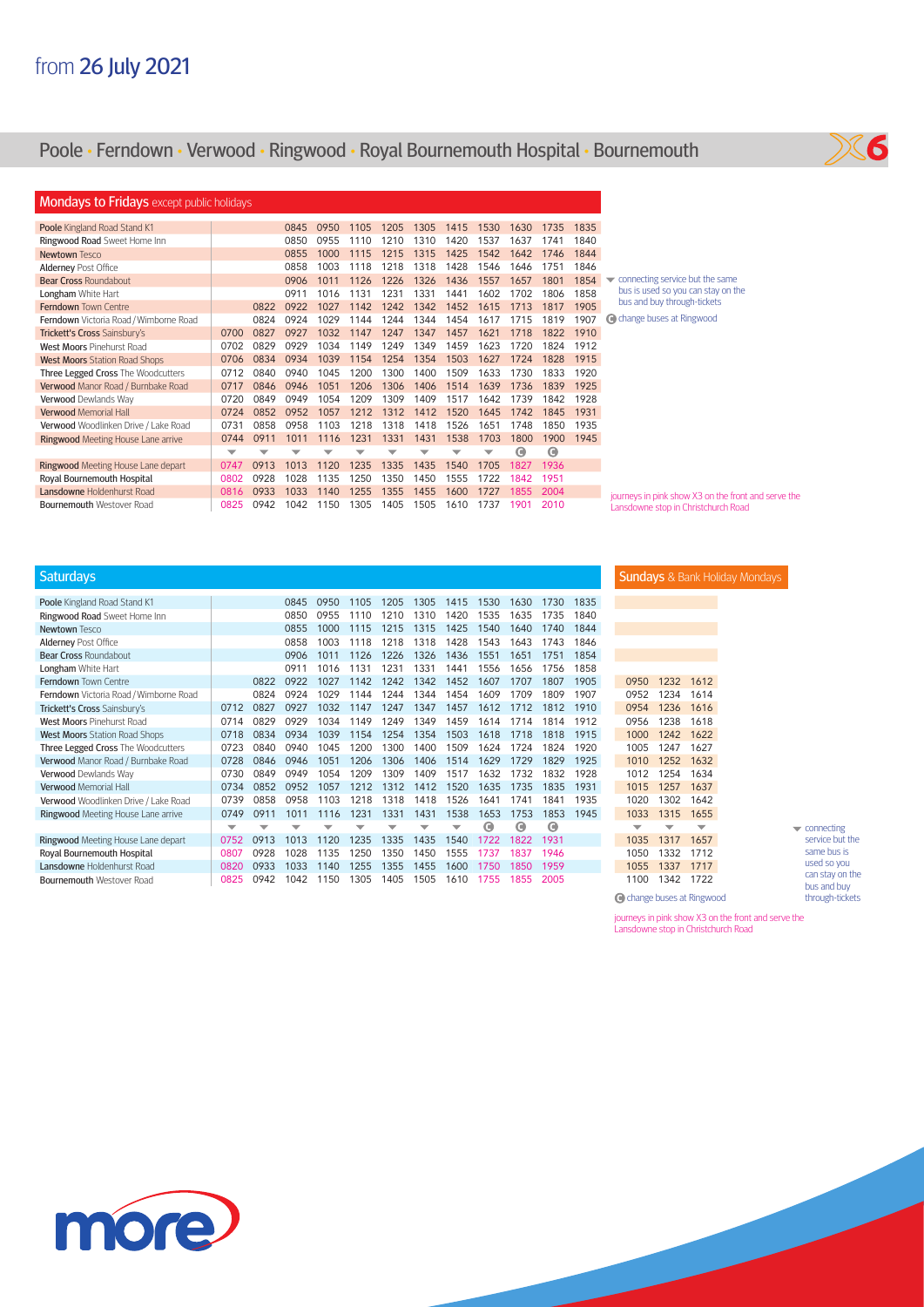# from 26 July 2021

## Poole • Ferndown • Verwood • Ringwood • Royal Bournemouth Hospital • Bournemouth

X6

### Mondays to Fridays except public holidays

| | | | | | | | | | | | | |
|---|---|---|---|---|---|---|---|---|---|---|---|---|
| **Poole** Kingland Road Stand K1 | | | 0845 | 0950 | 1105 | 1205 | 1305 | 1415 | 1530 | 1630 | 1735 | 1835 |
| **Ringwood Road** Sweet Home Inn | | | 0850 | 0955 | 1110 | 1210 | 1310 | 1420 | 1537 | 1637 | 1741 | 1840 |
| **Newtown** Tesco | | | 0855 | 1000 | 1115 | 1215 | 1315 | 1425 | 1542 | 1642 | 1746 | 1844 |
| **Alderney** Post Office | | | 0858 | 1003 | 1118 | 1218 | 1318 | 1428 | 1546 | 1646 | 1751 | 1846 |
| **Bear Cross** Roundabout | | | 0906 | 1011 | 1126 | 1226 | 1326 | 1436 | 1557 | 1657 | 1801 | 1854 |
| **Longham** White Hart | | | 0911 | 1016 | 1131 | 1231 | 1331 | 1441 | 1602 | 1702 | 1806 | 1858 |
| **Ferndown** Town Centre | | 0822 | 0922 | 1027 | 1142 | 1242 | 1342 | 1452 | 1615 | 1713 | 1817 | 1905 |
| **Ferndown** Victoria Road / Wimborne Road | | 0824 | 0924 | 1029 | 1144 | 1244 | 1344 | 1454 | 1617 | 1715 | 1819 | 1907 |
| **Trickett's Cross** Sainsbury's | 0700 | 0827 | 0927 | 1032 | 1147 | 1247 | 1347 | 1457 | 1621 | 1718 | 1822 | 1910 |
| **West Moors** Pinehurst Road | 0702 | 0829 | 0929 | 1034 | 1149 | 1249 | 1349 | 1459 | 1623 | 1720 | 1824 | 1912 |
| **West Moors** Station Road Shops | 0706 | 0834 | 0934 | 1039 | 1154 | 1254 | 1354 | 1503 | 1627 | 1724 | 1828 | 1915 |
| **Three Legged Cross** The Woodcutters | 0712 | 0840 | 0940 | 1045 | 1200 | 1300 | 1400 | 1509 | 1633 | 1730 | 1833 | 1920 |
| **Verwood** Manor Road / Burnbake Road | 0717 | 0846 | 0946 | 1051 | 1206 | 1306 | 1406 | 1514 | 1639 | 1736 | 1839 | 1925 |
| **Verwood** Dewlands Way | 0720 | 0849 | 0949 | 1054 | 1209 | 1309 | 1409 | 1517 | 1642 | 1739 | 1842 | 1928 |
| **Verwood** Memorial Hall | 0724 | 0852 | 0952 | 1057 | 1212 | 1312 | 1412 | 1520 | 1645 | 1742 | 1845 | 1931 |
| **Verwood** Woodlinken Drive / Lake Road | 0731 | 0858 | 0958 | 1103 | 1218 | 1318 | 1418 | 1526 | 1651 | 1748 | 1850 | 1935 |
| **Ringwood** Meeting House Lane arrive | 0744 | 0911 | 1011 | 1116 | 1231 | 1331 | 1431 | 1538 | 1703 | 1800 | 1900 | 1945 |
| | ▼ | ▼ | ▼ | ▼ | ▼ | ▼ | ▼ | ▼ | ▼ | C | C | |
| **Ringwood** Meeting House Lane depart | 0747 | 0913 | 1013 | 1120 | 1235 | 1335 | 1435 | 1540 | 1705 | 1827 | 1936 | |
| **Royal Bournemouth Hospital** | 0802 | 0928 | 1028 | 1135 | 1250 | 1350 | 1450 | 1555 | 1722 | 1842 | 1951 | |
| **Lansdowne** Holdenhurst Road | 0816 | 0933 | 1033 | 1140 | 1255 | 1355 | 1455 | 1600 | 1727 | 1855 | 2004 | |
| **Bournemouth** Westover Road | 0825 | 0942 | 1042 | 1150 | 1305 | 1405 | 1505 | 1610 | 1737 | 1901 | 2010 | |

▼ connecting service but the same bus is used so you can stay on the bus and buy through-tickets

C change buses at Ringwood

journeys in pink show X3 on the front and serve the Lansdowne stop in Christchurch Road

### Saturdays

| | | | | | | | | | | | | |
|---|---|---|---|---|---|---|---|---|---|---|---|---|
| **Poole** Kingland Road Stand K1 | | | 0845 | 0950 | 1105 | 1205 | 1305 | 1415 | 1530 | 1630 | 1730 | 1835 |
| **Ringwood Road** Sweet Home Inn | | | 0850 | 0955 | 1110 | 1210 | 1310 | 1420 | 1535 | 1635 | 1735 | 1840 |
| **Newtown** Tesco | | | 0855 | 1000 | 1115 | 1215 | 1315 | 1425 | 1540 | 1640 | 1740 | 1844 |
| **Alderney** Post Office | | | 0858 | 1003 | 1118 | 1218 | 1318 | 1428 | 1543 | 1643 | 1743 | 1846 |
| **Bear Cross** Roundabout | | | 0906 | 1011 | 1126 | 1226 | 1326 | 1436 | 1551 | 1651 | 1751 | 1854 |
| **Longham** White Hart | | | 0911 | 1016 | 1131 | 1231 | 1331 | 1441 | 1556 | 1656 | 1756 | 1858 |
| **Ferndown** Town Centre | | 0822 | 0922 | 1027 | 1142 | 1242 | 1342 | 1452 | 1607 | 1707 | 1807 | 1905 |
| **Ferndown** Victoria Road / Wimborne Road | | 0824 | 0924 | 1029 | 1144 | 1244 | 1344 | 1454 | 1609 | 1709 | 1809 | 1907 |
| **Trickett's Cross** Sainsbury's | 0712 | 0827 | 0927 | 1032 | 1147 | 1247 | 1347 | 1457 | 1612 | 1712 | 1812 | 1910 |
| **West Moors** Pinehurst Road | 0714 | 0829 | 0929 | 1034 | 1149 | 1249 | 1349 | 1459 | 1614 | 1714 | 1814 | 1912 |
| **West Moors** Station Road Shops | 0718 | 0834 | 0934 | 1039 | 1154 | 1254 | 1354 | 1503 | 1618 | 1718 | 1818 | 1915 |
| **Three Legged Cross** The Woodcutters | 0723 | 0840 | 0940 | 1045 | 1200 | 1300 | 1400 | 1509 | 1624 | 1724 | 1824 | 1920 |
| **Verwood** Manor Road / Burnbake Road | 0728 | 0846 | 0946 | 1051 | 1206 | 1306 | 1406 | 1514 | 1629 | 1729 | 1829 | 1925 |
| **Verwood** Dewlands Way | 0730 | 0849 | 0949 | 1054 | 1209 | 1309 | 1409 | 1517 | 1632 | 1732 | 1832 | 1928 |
| **Verwood** Memorial Hall | 0734 | 0852 | 0952 | 1057 | 1212 | 1312 | 1412 | 1520 | 1635 | 1735 | 1835 | 1931 |
| **Verwood** Woodlinken Drive / Lake Road | 0739 | 0858 | 0958 | 1103 | 1218 | 1318 | 1418 | 1526 | 1641 | 1741 | 1841 | 1935 |
| **Ringwood** Meeting House Lane arrive | 0749 | 0911 | 1011 | 1116 | 1231 | 1331 | 1431 | 1538 | 1653 | 1753 | 1853 | 1945 |
| | ▼ | ▼ | ▼ | ▼ | ▼ | ▼ | ▼ | ▼ | C | C | C | |
| **Ringwood** Meeting House Lane depart | 0752 | 0913 | 1013 | 1120 | 1235 | 1335 | 1435 | 1540 | 1722 | 1822 | 1931 | |
| **Royal Bournemouth Hospital** | 0807 | 0928 | 1028 | 1135 | 1250 | 1350 | 1450 | 1555 | 1737 | 1837 | 1946 | |
| **Lansdowne** Holdenhurst Road | 0820 | 0933 | 1033 | 1140 | 1255 | 1355 | 1455 | 1600 | 1750 | 1850 | 1959 | |
| **Bournemouth** Westover Road | 0825 | 0942 | 1042 | 1150 | 1305 | 1405 | 1505 | 1610 | 1755 | 1855 | 2005 | |

### Sundays & Bank Holiday Mondays

| | | | |
|---|---|---|---|
| **Poole** Kingland Road Stand K1 | | | |
| **Ringwood Road** Sweet Home Inn | | | |
| **Newtown** Tesco | | | |
| **Alderney** Post Office | | | |
| **Bear Cross** Roundabout | | | |
| **Longham** White Hart | | | |
| **Ferndown** Town Centre | 0950 | 1232 | 1612 |
| **Ferndown** Victoria Road / Wimborne Road | 0952 | 1234 | 1614 |
| **Trickett's Cross** Sainsbury's | 0954 | 1236 | 1616 |
| **West Moors** Pinehurst Road | 0956 | 1238 | 1618 |
| **West Moors** Station Road Shops | 1000 | 1242 | 1622 |
| **Three Legged Cross** The Woodcutters | 1005 | 1247 | 1627 |
| **Verwood** Manor Road / Burnbake Road | 1010 | 1252 | 1632 |
| **Verwood** Dewlands Way | 1012 | 1254 | 1634 |
| **Verwood** Memorial Hall | 1015 | 1257 | 1637 |
| **Verwood** Woodlinken Drive / Lake Road | 1020 | 1302 | 1642 |
| **Ringwood** Meeting House Lane arrive | 1033 | 1315 | 1655 |
| | ▼ | ▼ | ▼ |
| **Ringwood** Meeting House Lane depart | 1035 | 1317 | 1657 |
| **Royal Bournemouth Hospital** | 1050 | 1332 | 1712 |
| **Lansdowne** Holdenhurst Road | 1055 | 1337 | 1717 |
| **Bournemouth** Westover Road | 1100 | 1342 | 1722 |

▼ connecting service but the same bus is used so you can stay on the bus and buy through-tickets

C change buses at Ringwood

journeys in pink show X3 on the front and serve the Lansdowne stop in Christchurch Road

more